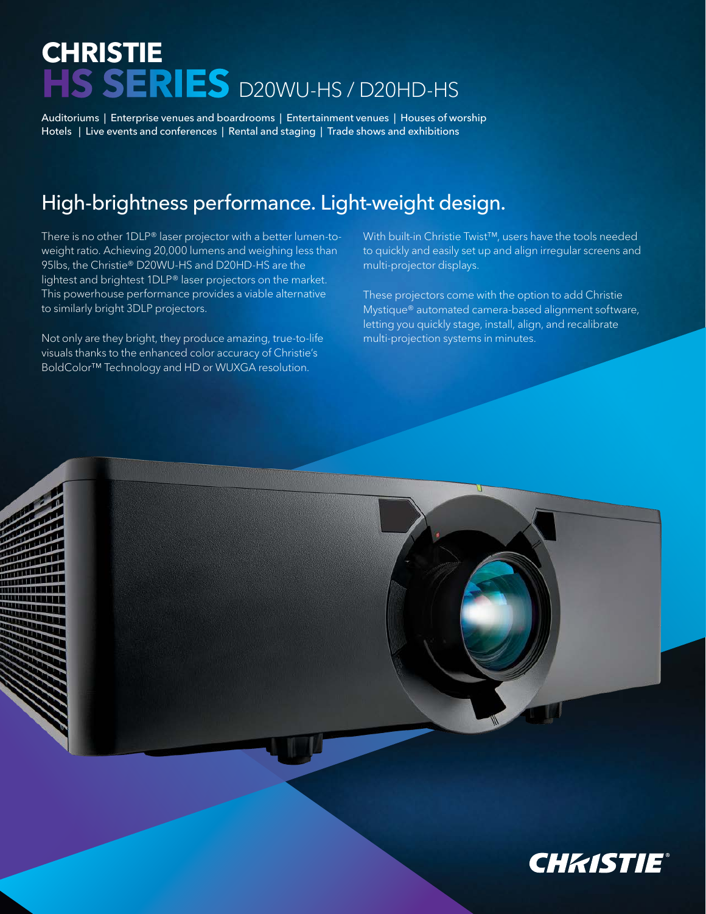# CHRISTIE
# HS SERIES D20WU-HS / D20HD-HS

Auditoriums | Enterprise venues and boardrooms | Entertainment venues | Houses of worship
Hotels | Live events and conferences | Rental and staging | Trade shows and exhibitions

## High-brightness performance. Light-weight design.

There is no other 1DLP® laser projector with a better lumen-to-weight ratio. Achieving 20,000 lumens and weighing less than 95lbs, the Christie® D20WU-HS and D20HD-HS are the lightest and brightest 1DLP® laser projectors on the market. This powerhouse performance provides a viable alternative to similarly bright 3DLP projectors.

Not only are they bright, they produce amazing, true-to-life visuals thanks to the enhanced color accuracy of Christie's BoldColor™ Technology and HD or WUXGA resolution.

With built-in Christie Twist™, users have the tools needed to quickly and easily set up and align irregular screens and multi-projector displays.

These projectors come with the option to add Christie Mystique® automated camera-based alignment software, letting you quickly stage, install, align, and recalibrate multi-projection systems in minutes.

CHRISTIE®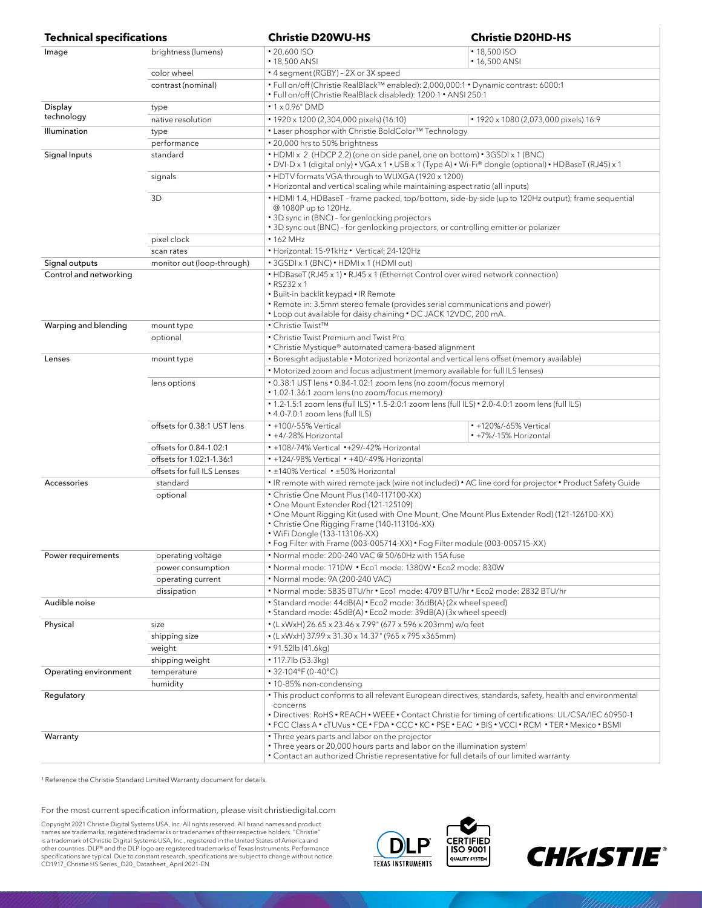| Technical specifications | | Christie D20WU-HS | Christie D20HD-HS |
|---|---|---|---|
| Image | brightness (lumens) | • 20,600 ISO<br>• 18,500 ANSI | • 18,500 ISO<br>• 16,500 ANSI |
| | color wheel | • 4 segment (RGBY) – 2X or 3X speed | |
| | contrast (nominal) | • Full on/off (Christie RealBlack™ enabled): 2,000,000:1 • Dynamic contrast: 6000:1<br>• Full on/off (Christie RealBlack disabled): 1200:1 • ANSI 250:1 | |
| Display technology | type | • 1 x 0.96" DMD | |
| | native resolution | • 1920 x 1200 (2,304,000 pixels) (16:10) | • 1920 x 1080 (2,073,000 pixels) 16:9 |
| Illumination | type | • Laser phosphor with Christie BoldColor™ Technology | |
| | performance | • 20,000 hrs to 50% brightness | |
| Signal Inputs | standard | • HDMI x 2 (HDCP 2.2) (one on side panel, one on bottom) • 3GSDI x 1 (BNC)<br>• DVI-D x 1 (digital only) • VGA x 1 • USB x 1 (Type A) • Wi-Fi® dongle (optional) • HDBaseT (RJ45) x 1 | |
| | signals | • HDTV formats VGA through to WUXGA (1920 x 1200)<br>• Horizontal and vertical scaling while maintaining aspect ratio (all inputs) | |
| | 3D | • HDMI 1.4, HDBaseT – frame packed, top/bottom, side-by-side (up to 120Hz output); frame sequential @ 1080P up to 120Hz.<br>• 3D sync in (BNC) – for genlocking projectors<br>• 3D sync out (BNC) – for genlocking projectors, or controlling emitter or polarizer | |
| | pixel clock | • 162 MHz | |
| | scan rates | • Horizontal: 15-91kHz • Vertical: 24-120Hz | |
| Signal outputs | monitor out (loop-through) | • 3GSDI x 1 (BNC) • HDMI x 1 (HDMI out) | |
| Control and networking | | • HDBaseT (RJ45 x 1) • RJ45 x 1 (Ethernet Control over wired network connection)<br>• RS232 x 1<br>• Built-in backlit keypad • IR Remote<br>• Remote in: 3.5mm stereo female (provides serial communications and power)<br>• Loop out available for daisy chaining • DC JACK 12VDC, 200 mA. | |
| Warping and blending | mount type | • Christie Twist™ | |
| | optional | • Christie Twist Premium and Twist Pro<br>• Christie Mystique® automated camera-based alignment | |
| Lenses | mount type | • Boresight adjustable • Motorized horizontal and vertical lens offset (memory available)<br>• Motorized zoom and focus adjustment (memory available for full ILS lenses) | |
| | lens options | • 0.38:1 UST lens • 0.84-1.02:1 zoom lens (no zoom/focus memory)<br>• 1.02-1.36:1 zoom lens (no zoom/focus memory)<br>• 1.2-1.5:1 zoom lens (full ILS) • 1.5-2.0:1 zoom lens (full ILS) • 2.0-4.0:1 zoom lens (full ILS)<br>• 4.0-7.0:1 zoom lens (full ILS) | |
| | offsets for 0.38:1 UST lens | • +100/-55% Vertical<br>• +4/-28% Horizontal | • +120%/-65% Vertical<br>• +7%/-15% Horizontal |
| | offsets for 0.84-1.02:1 | • +108/-74% Vertical • +29/-42% Horizontal | |
| | offsets for 1.02:1-1.36:1 | • +124/-98% Vertical • +40/-49% Horizontal | |
| | offsets for full ILS Lenses | • ±140% Vertical • ±50% Horizontal | |
| Accessories | standard | • IR remote with wired remote jack (wire not included) • AC line cord for projector • Product Safety Guide | |
| | optional | • Christie One Mount Plus (140-117100-XX)<br>• One Mount Extender Rod (121-125109)<br>• One Mount Rigging Kit (used with One Mount, One Mount Plus Extender Rod) (121-126100-XX)<br>• Christie One Rigging Frame (140-113106-XX)<br>• WiFi Dongle (133-113106-XX)<br>• Fog Filter with Frame (003-005714-XX) • Fog Filter module (003-005715-XX) | |
| Power requirements | operating voltage | • Normal mode: 200-240 VAC @ 50/60Hz with 15A fuse | |
| | power consumption | • Normal mode: 1710W • Eco1 mode: 1380W • Eco2 mode: 830W | |
| | operating current | • Normal mode: 9A (200-240 VAC) | |
| | dissipation | • Normal mode: 5835 BTU/hr • Eco1 mode: 4709 BTU/hr • Eco2 mode: 2832 BTU/hr | |
| Audible noise | | • Standard mode: 44dB(A) • Eco2 mode: 36dB(A) (2x wheel speed)<br>• Standard mode: 45dB(A) • Eco2 mode: 39dB(A) (3x wheel speed) | |
| Physical | size | • (L xWxH) 26.65 x 23.46 x 7.99" (677 x 596 x 203mm) w/o feet | |
| | shipping size | • (L xWxH) 37.99 x 31.30 x 14.37" (965 x 795 x365mm) | |
| | weight | • 91.52lb (41.6kg) | |
| | shipping weight | • 117.7lb (53.3kg) | |
| Operating environment | temperature | • 32-104°F (0-40°C) | |
| | humidity | • 10-85% non-condensing | |
| Regulatory | | • This product conforms to all relevant European directives, standards, safety, health and environmental concerns<br>• Directives: RoHS • REACH • WEEE • Contact Christie for timing of certifications: UL/CSA/IEC 60950-1<br>• FCC Class A • cTUVus • CE • FDA • CCC • KC • PSE • EAC • BIS • VCCI • RCM • TER • Mexico • BSMI | |
| Warranty | | • Three years parts and labor on the projector<br>• Three years or 20,000 hours parts and labor on the illumination system[1]<br>• Contact an authorized Christie representative for full details of our limited warranty | |

[1] Reference the Christie Standard Limited Warranty document for details.

For the most current specification information, please visit christiedigital.com

Copyright 2021 Christie Digital Systems USA, Inc. All rights reserved. All brand names and product names are trademarks, registered trademarks or tradenames of their respective holders. "Christie" is a trademark of Christie Digital Systems USA, Inc., registered in the United States of America and other countries. DLP® and the DLP logo are registered trademarks of Texas Instruments. Performance specifications are typical. Due to constant research, specifications are subject to change without notice. CD1917_Christie HS Series_D20_Datasheet_April 2021-EN